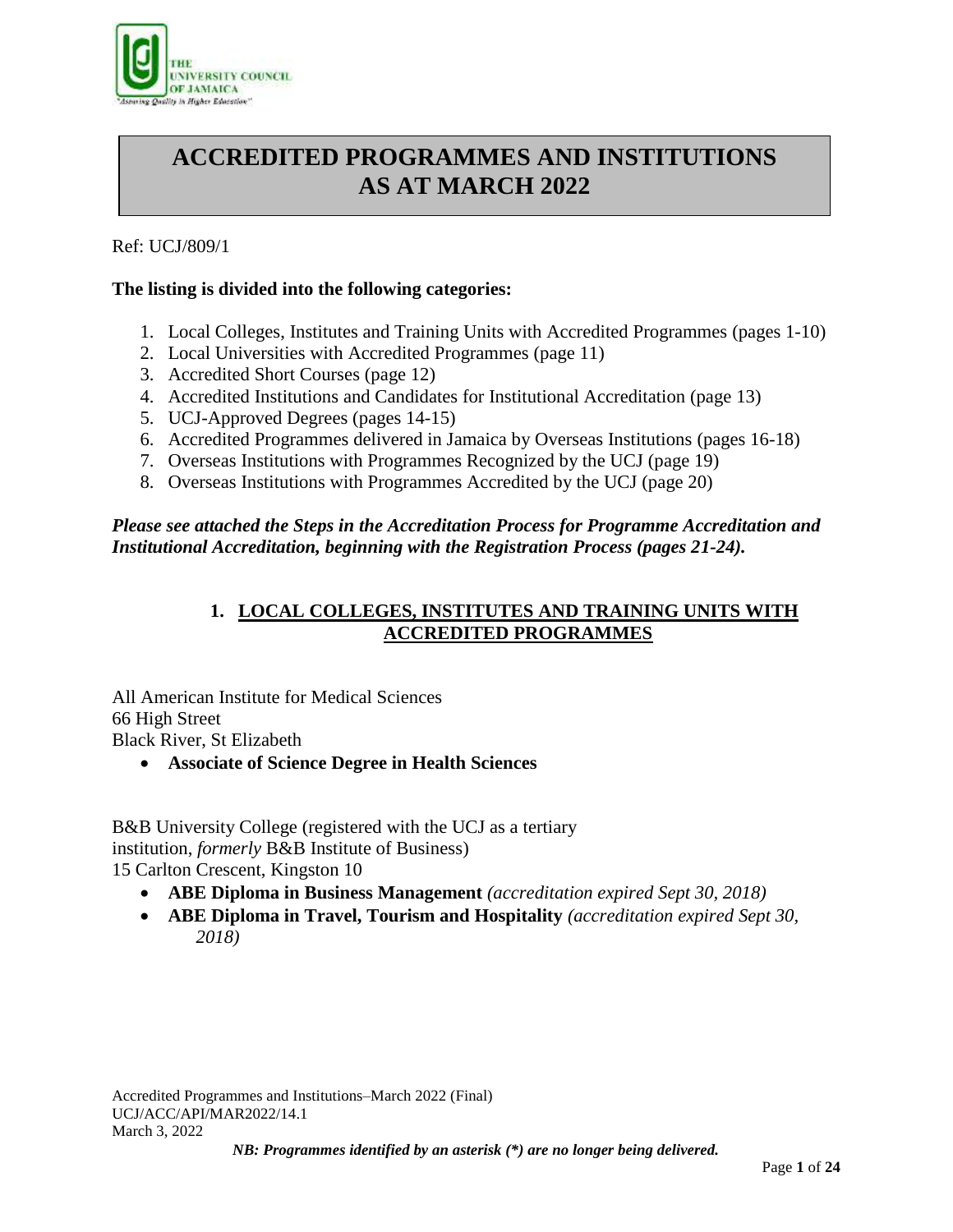# ACCREDITED PROGRAMMES AND INSTITUTIONS AS AT MARCH 2022

Ref: UCJ/809/1

**The listing is divided into the following categories:**

1. Local Colleges, Institutes and Training Units with Accredited Programmes (pages 1-10)
2. Local Universities with Accredited Programmes (page 11)
3. Accredited Short Courses (page 12)
4. Accredited Institutions and Candidates for Institutional Accreditation (page 13)
5. UCJ-Approved Degrees (pages 14-15)
6. Accredited Programmes delivered in Jamaica by Overseas Institutions (pages 16-18)
7. Overseas Institutions with Programmes Recognized by the UCJ (page 19)
8. Overseas Institutions with Programmes Accredited by the UCJ (page 20)

***Please see attached the Steps in the Accreditation Process for Programme Accreditation and Institutional Accreditation, beginning with the Registration Process (pages 21-24).***

## 1. LOCAL COLLEGES, INSTITUTES AND TRAINING UNITS WITH ACCREDITED PROGRAMMES

All American Institute for Medical Sciences
66 High Street
Black River, St Elizabeth

- **Associate of Science Degree in Health Sciences**

B&B University College (registered with the UCJ as a tertiary institution, *formerly* B&B Institute of Business)
15 Carlton Crescent, Kingston 10

- **ABE Diploma in Business Management** *(accreditation expired Sept 30, 2018)*
- **ABE Diploma in Travel, Tourism and Hospitality** *(accreditation expired Sept 30, 2018)*

Accredited Programmes and Institutions–March 2022 (Final)
UCJ/ACC/API/MAR2022/14.1
March 3, 2022

***NB: Programmes identified by an asterisk (*) are no longer being delivered.***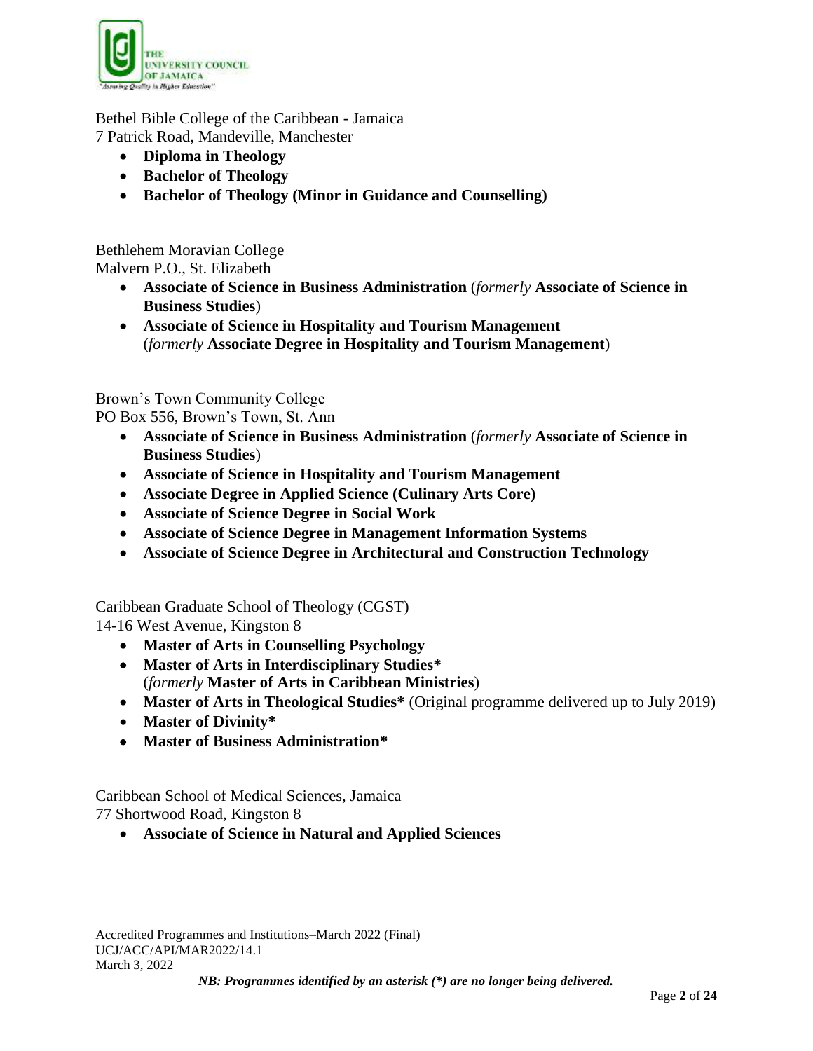Bethel Bible College of the Caribbean - Jamaica
7 Patrick Road, Mandeville, Manchester

- **Diploma in Theology**
- **Bachelor of Theology**
- **Bachelor of Theology (Minor in Guidance and Counselling)**

Bethlehem Moravian College
Malvern P.O., St. Elizabeth

- **Associate of Science in Business Administration** (*formerly* **Associate of Science in Business Studies**)
- **Associate of Science in Hospitality and Tourism Management** (*formerly* **Associate Degree in Hospitality and Tourism Management**)

Brown's Town Community College
PO Box 556, Brown's Town, St. Ann

- **Associate of Science in Business Administration** (*formerly* **Associate of Science in Business Studies**)
- **Associate of Science in Hospitality and Tourism Management**
- **Associate Degree in Applied Science (Culinary Arts Core)**
- **Associate of Science Degree in Social Work**
- **Associate of Science Degree in Management Information Systems**
- **Associate of Science Degree in Architectural and Construction Technology**

Caribbean Graduate School of Theology (CGST)
14-16 West Avenue, Kingston 8

- **Master of Arts in Counselling Psychology**
- **Master of Arts in Interdisciplinary Studies*** (*formerly* **Master of Arts in Caribbean Ministries**)
- **Master of Arts in Theological Studies*** (Original programme delivered up to July 2019)
- **Master of Divinity***
- **Master of Business Administration***

Caribbean School of Medical Sciences, Jamaica
77 Shortwood Road, Kingston 8

- **Associate of Science in Natural and Applied Sciences**

Accredited Programmes and Institutions–March 2022 (Final)
UCJ/ACC/API/MAR2022/14.1
March 3, 2022

***NB: Programmes identified by an asterisk (*) are no longer being delivered.***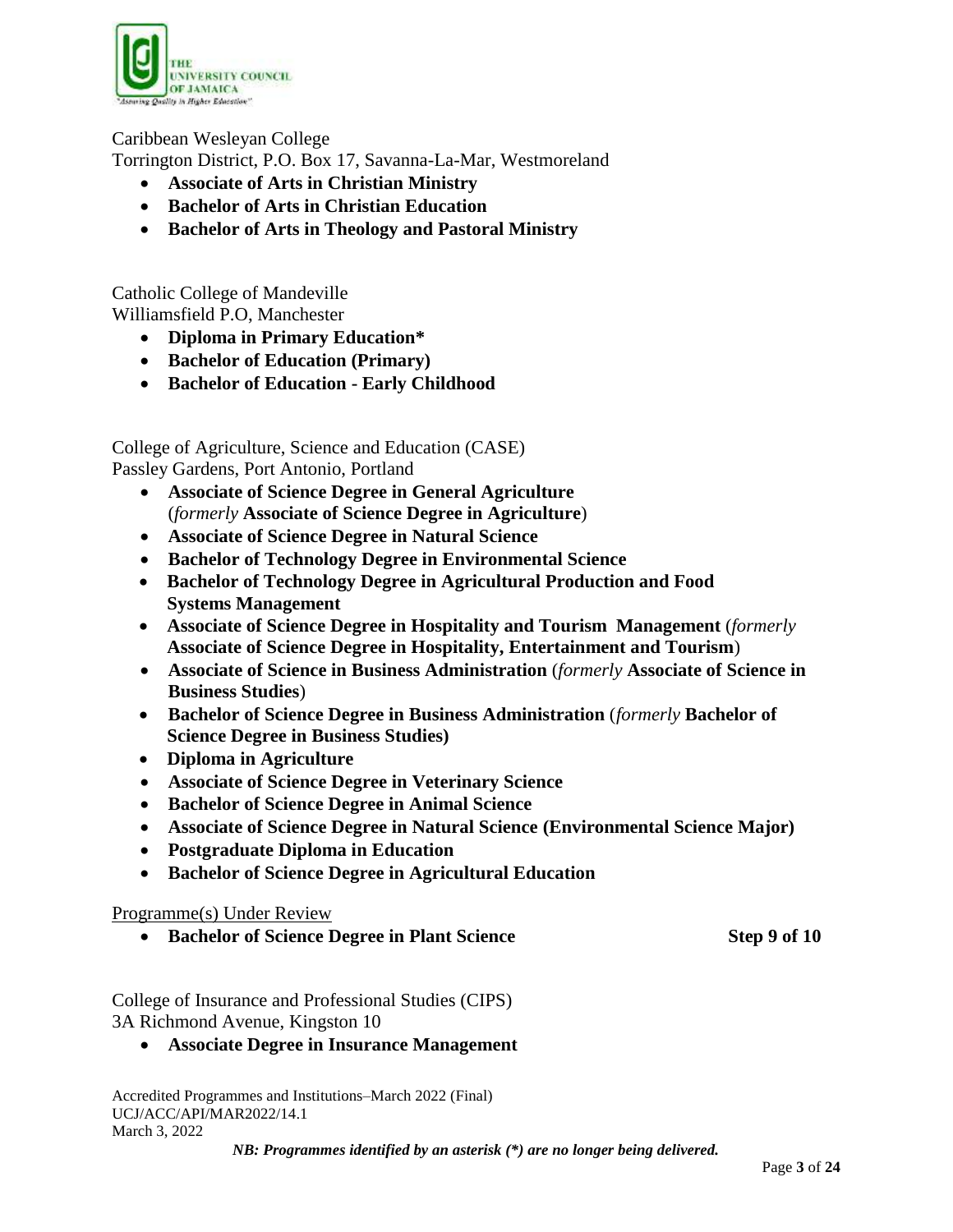Caribbean Wesleyan College
Torrington District, P.O. Box 17, Savanna-La-Mar, Westmoreland

- **Associate of Arts in Christian Ministry**
- **Bachelor of Arts in Christian Education**
- **Bachelor of Arts in Theology and Pastoral Ministry**

Catholic College of Mandeville
Williamsfield P.O, Manchester

- **Diploma in Primary Education***
- **Bachelor of Education (Primary)**
- **Bachelor of Education - Early Childhood**

College of Agriculture, Science and Education (CASE)
Passley Gardens, Port Antonio, Portland

- **Associate of Science Degree in General Agriculture** (*formerly* **Associate of Science Degree in Agriculture**)
- **Associate of Science Degree in Natural Science**
- **Bachelor of Technology Degree in Environmental Science**
- **Bachelor of Technology Degree in Agricultural Production and Food Systems Management**
- **Associate of Science Degree in Hospitality and Tourism Management** (*formerly* **Associate of Science Degree in Hospitality, Entertainment and Tourism**)
- **Associate of Science in Business Administration** (*formerly* **Associate of Science in Business Studies**)
- **Bachelor of Science Degree in Business Administration** (*formerly* **Bachelor of Science Degree in Business Studies)**
- **Diploma in Agriculture**
- **Associate of Science Degree in Veterinary Science**
- **Bachelor of Science Degree in Animal Science**
- **Associate of Science Degree in Natural Science (Environmental Science Major)**
- **Postgraduate Diploma in Education**
- **Bachelor of Science Degree in Agricultural Education**

Programme(s) Under Review

- **Bachelor of Science Degree in Plant Science** **Step 9 of 10**

College of Insurance and Professional Studies (CIPS)
3A Richmond Avenue, Kingston 10

- **Associate Degree in Insurance Management**

*NB: Programmes identified by an asterisk (*) are no longer being delivered.*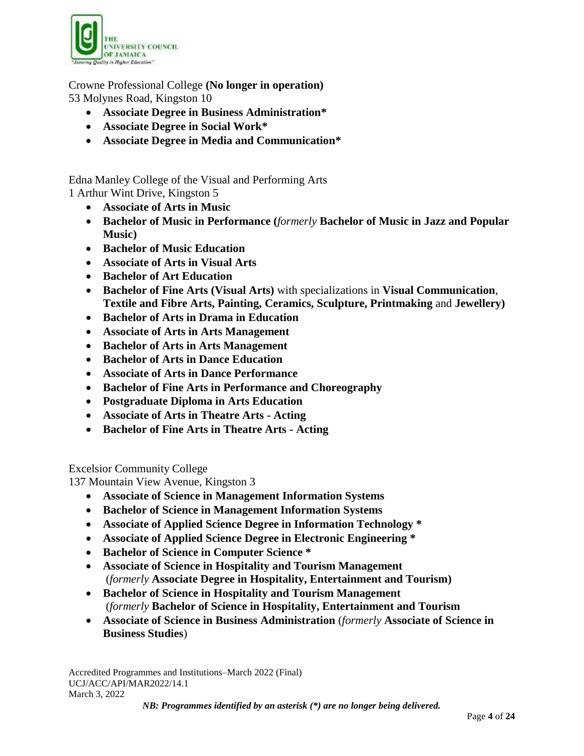Crowne Professional College **(No longer in operation)**
53 Molynes Road, Kingston 10

- **Associate Degree in Business Administration***
- **Associate Degree in Social Work***
- **Associate Degree in Media and Communication***

Edna Manley College of the Visual and Performing Arts
1 Arthur Wint Drive, Kingston 5

- **Associate of Arts in Music**
- **Bachelor of Music in Performance (***formerly* **Bachelor of Music in Jazz and Popular Music)**
- **Bachelor of Music Education**
- **Associate of Arts in Visual Arts**
- **Bachelor of Art Education**
- **Bachelor of Fine Arts (Visual Arts)** with specializations in **Visual Communication**, **Textile and Fibre Arts, Painting, Ceramics, Sculpture, Printmaking** and **Jewellery)**
- **Bachelor of Arts in Drama in Education**
- **Associate of Arts in Arts Management**
- **Bachelor of Arts in Arts Management**
- **Bachelor of Arts in Dance Education**
- **Associate of Arts in Dance Performance**
- **Bachelor of Fine Arts in Performance and Choreography**
- **Postgraduate Diploma in Arts Education**
- **Associate of Arts in Theatre Arts - Acting**
- **Bachelor of Fine Arts in Theatre Arts - Acting**

Excelsior Community College
137 Mountain View Avenue, Kingston 3

- **Associate of Science in Management Information Systems**
- **Bachelor of Science in Management Information Systems**
- **Associate of Applied Science Degree in Information Technology ***
- **Associate of Applied Science Degree in Electronic Engineering ***
- **Bachelor of Science in Computer Science ***
- **Associate of Science in Hospitality and Tourism Management** (*formerly* **Associate Degree in Hospitality, Entertainment and Tourism)**
- **Bachelor of Science in Hospitality and Tourism Management** (*formerly* **Bachelor of Science in Hospitality, Entertainment and Tourism**
- **Associate of Science in Business Administration** (*formerly* **Associate of Science in Business Studies**)

Accredited Programmes and Institutions–March 2022 (Final)
UCJ/ACC/API/MAR2022/14.1
March 3, 2022

***NB: Programmes identified by an asterisk (*) are no longer being delivered.***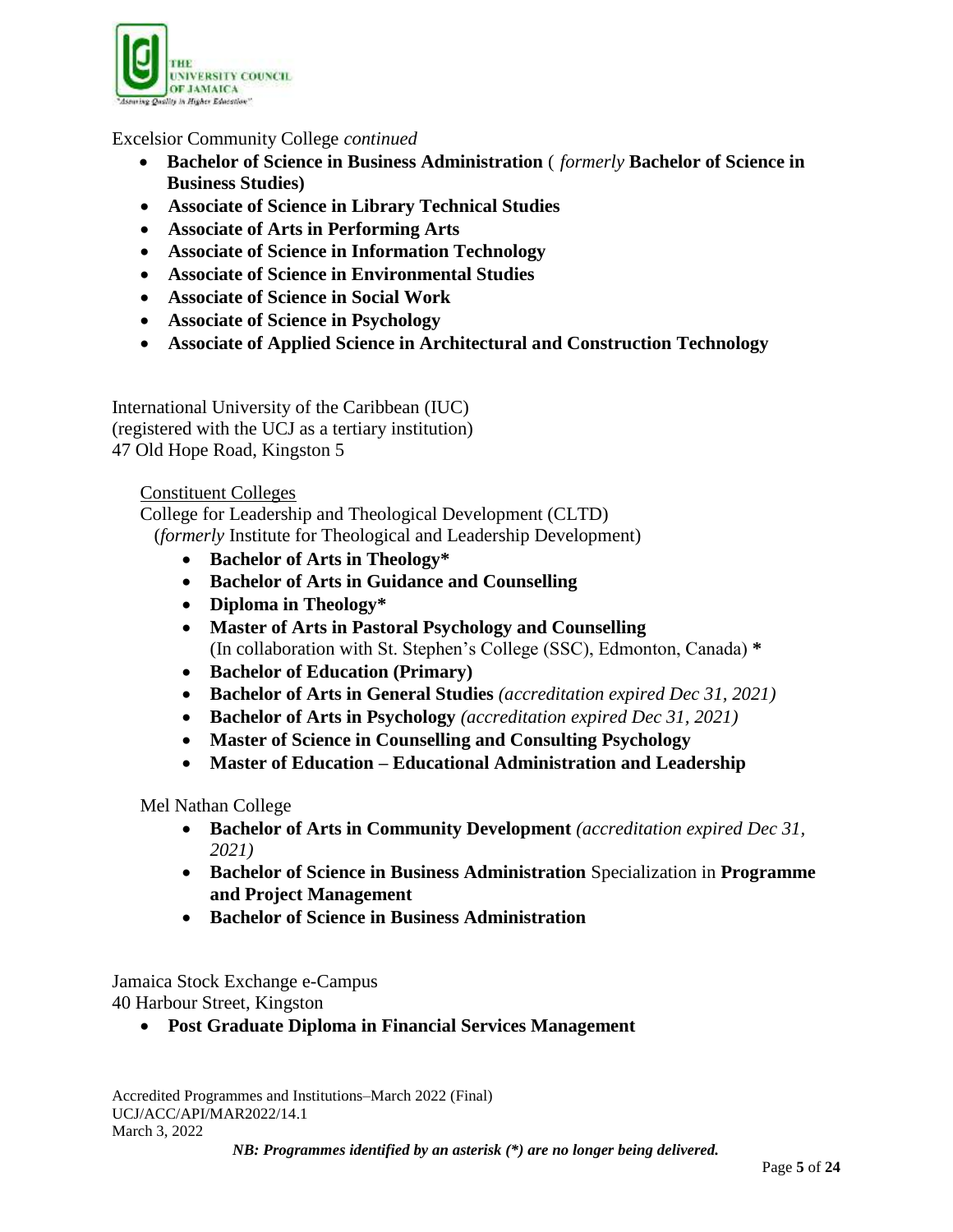Excelsior Community College *continued*

- **Bachelor of Science in Business Administration** ( *formerly* **Bachelor of Science in Business Studies)**
- **Associate of Science in Library Technical Studies**
- **Associate of Arts in Performing Arts**
- **Associate of Science in Information Technology**
- **Associate of Science in Environmental Studies**
- **Associate of Science in Social Work**
- **Associate of Science in Psychology**
- **Associate of Applied Science in Architectural and Construction Technology**

International University of the Caribbean (IUC)
(registered with the UCJ as a tertiary institution)
47 Old Hope Road, Kingston 5

Constituent Colleges

College for Leadership and Theological Development (CLTD)
(*formerly* Institute for Theological and Leadership Development)

- **Bachelor of Arts in Theology***
- **Bachelor of Arts in Guidance and Counselling**
- **Diploma in Theology***
- **Master of Arts in Pastoral Psychology and Counselling** (In collaboration with St. Stephen's College (SSC), Edmonton, Canada) *****
- **Bachelor of Education (Primary)**
- **Bachelor of Arts in General Studies** *(accreditation expired Dec 31, 2021)*
- **Bachelor of Arts in Psychology** *(accreditation expired Dec 31, 2021)*
- **Master of Science in Counselling and Consulting Psychology**
- **Master of Education – Educational Administration and Leadership**

Mel Nathan College

- **Bachelor of Arts in Community Development** *(accreditation expired Dec 31, 2021)*
- **Bachelor of Science in Business Administration** Specialization in **Programme and Project Management**
- **Bachelor of Science in Business Administration**

Jamaica Stock Exchange e-Campus
40 Harbour Street, Kingston

- **Post Graduate Diploma in Financial Services Management**

Accredited Programmes and Institutions–March 2022 (Final)
UCJ/ACC/API/MAR2022/14.1
March 3, 2022

***NB: Programmes identified by an asterisk (*) are no longer being delivered.***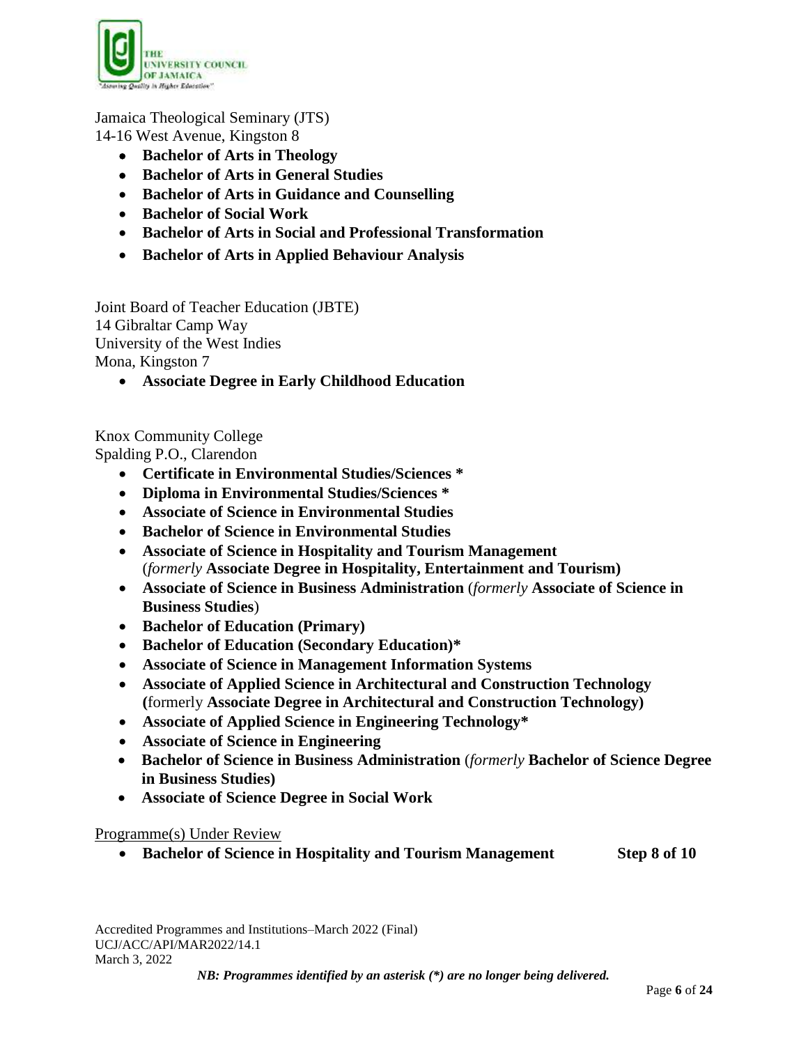Jamaica Theological Seminary (JTS)
14-16 West Avenue, Kingston 8

- **Bachelor of Arts in Theology**
- **Bachelor of Arts in General Studies**
- **Bachelor of Arts in Guidance and Counselling**
- **Bachelor of Social Work**
- **Bachelor of Arts in Social and Professional Transformation**
- **Bachelor of Arts in Applied Behaviour Analysis**

Joint Board of Teacher Education (JBTE)
14 Gibraltar Camp Way
University of the West Indies
Mona, Kingston 7

- **Associate Degree in Early Childhood Education**

Knox Community College
Spalding P.O., Clarendon

- **Certificate in Environmental Studies/Sciences ***
- **Diploma in Environmental Studies/Sciences ***
- **Associate of Science in Environmental Studies**
- **Bachelor of Science in Environmental Studies**
- **Associate of Science in Hospitality and Tourism Management** (*formerly* **Associate Degree in Hospitality, Entertainment and Tourism)**
- **Associate of Science in Business Administration** (*formerly* **Associate of Science in Business Studies**)
- **Bachelor of Education (Primary)**
- **Bachelor of Education (Secondary Education)***
- **Associate of Science in Management Information Systems**
- **Associate of Applied Science in Architectural and Construction Technology (**formerly **Associate Degree in Architectural and Construction Technology)**
- **Associate of Applied Science in Engineering Technology***
- **Associate of Science in Engineering**
- **Bachelor of Science in Business Administration** (*formerly* **Bachelor of Science Degree in Business Studies)**
- **Associate of Science Degree in Social Work**

Programme(s) Under Review

- **Bachelor of Science in Hospitality and Tourism Management** **Step 8 of 10**

Accredited Programmes and Institutions–March 2022 (Final)
UCJ/ACC/API/MAR2022/14.1
March 3, 2022

***NB: Programmes identified by an asterisk (*) are no longer being delivered.***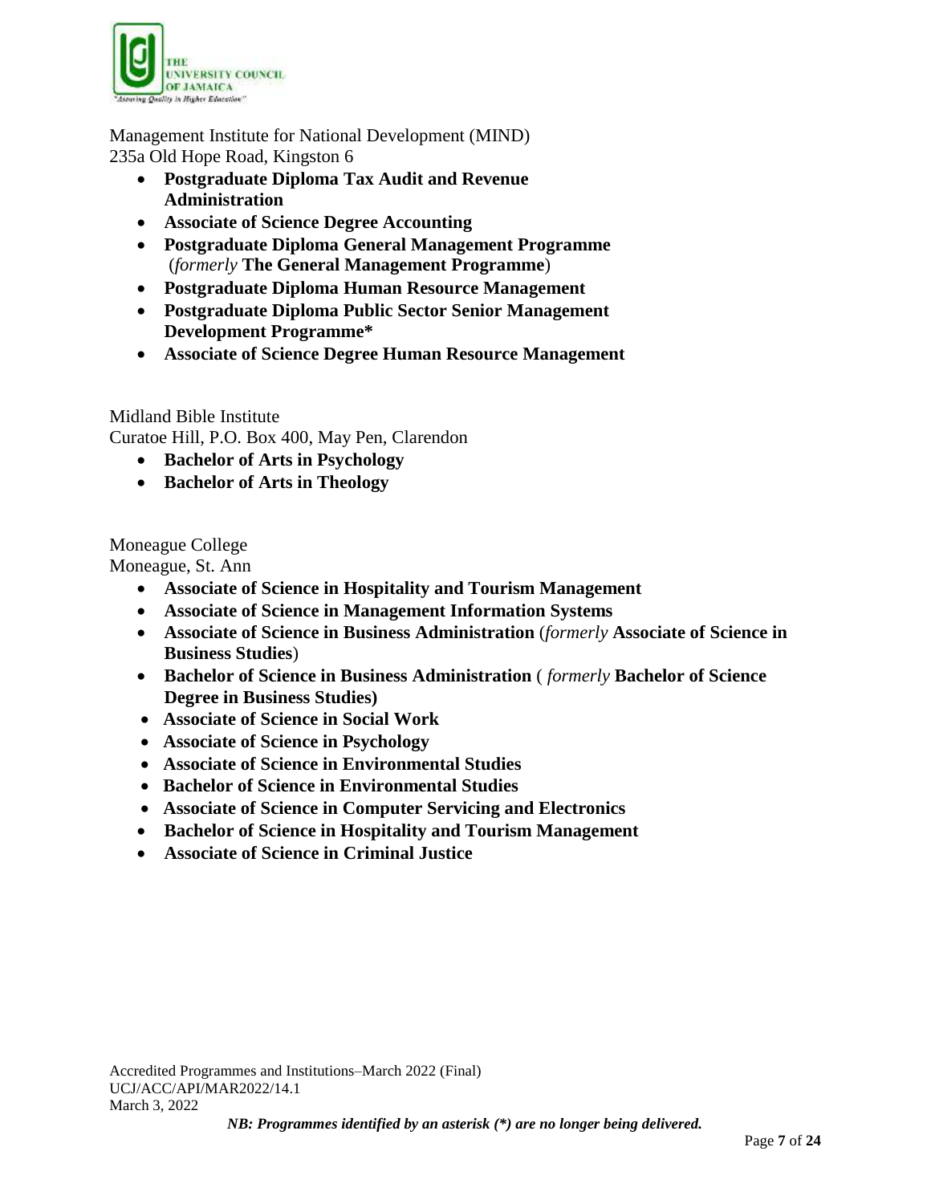Management Institute for National Development (MIND)
235a Old Hope Road, Kingston 6

- **Postgraduate Diploma Tax Audit and Revenue Administration**
- **Associate of Science Degree Accounting**
- **Postgraduate Diploma General Management Programme** (*formerly* **The General Management Programme**)
- **Postgraduate Diploma Human Resource Management**
- **Postgraduate Diploma Public Sector Senior Management Development Programme***
- **Associate of Science Degree Human Resource Management**

Midland Bible Institute
Curatoe Hill, P.O. Box 400, May Pen, Clarendon

- **Bachelor of Arts in Psychology**
- **Bachelor of Arts in Theology**

Moneague College
Moneague, St. Ann

- **Associate of Science in Hospitality and Tourism Management**
- **Associate of Science in Management Information Systems**
- **Associate of Science in Business Administration** (*formerly* **Associate of Science in Business Studies**)
- **Bachelor of Science in Business Administration** ( *formerly* **Bachelor of Science Degree in Business Studies)**
- **Associate of Science in Social Work**
- **Associate of Science in Psychology**
- **Associate of Science in Environmental Studies**
- **Bachelor of Science in Environmental Studies**
- **Associate of Science in Computer Servicing and Electronics**
- **Bachelor of Science in Hospitality and Tourism Management**
- **Associate of Science in Criminal Justice**

***NB: Programmes identified by an asterisk (*) are no longer being delivered.***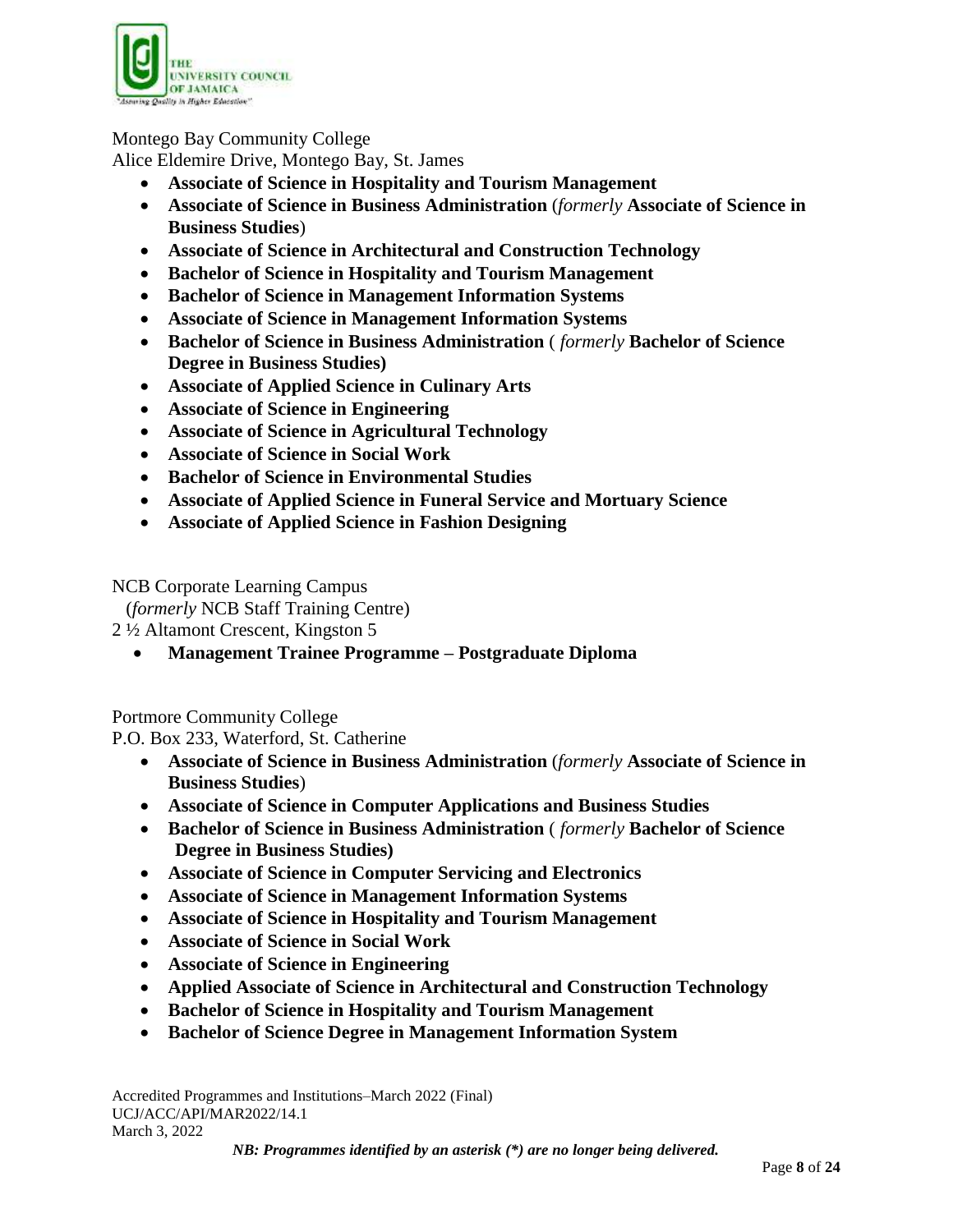Montego Bay Community College
Alice Eldemire Drive, Montego Bay, St. James

- **Associate of Science in Hospitality and Tourism Management**
- **Associate of Science in Business Administration** (*formerly* **Associate of Science in Business Studies**)
- **Associate of Science in Architectural and Construction Technology**
- **Bachelor of Science in Hospitality and Tourism Management**
- **Bachelor of Science in Management Information Systems**
- **Associate of Science in Management Information Systems**
- **Bachelor of Science in Business Administration** ( *formerly* **Bachelor of Science Degree in Business Studies)**
- **Associate of Applied Science in Culinary Arts**
- **Associate of Science in Engineering**
- **Associate of Science in Agricultural Technology**
- **Associate of Science in Social Work**
- **Bachelor of Science in Environmental Studies**
- **Associate of Applied Science in Funeral Service and Mortuary Science**
- **Associate of Applied Science in Fashion Designing**

NCB Corporate Learning Campus
(*formerly* NCB Staff Training Centre)
2 ½ Altamont Crescent, Kingston 5

- **Management Trainee Programme – Postgraduate Diploma**

Portmore Community College
P.O. Box 233, Waterford, St. Catherine

- **Associate of Science in Business Administration** (*formerly* **Associate of Science in Business Studies**)
- **Associate of Science in Computer Applications and Business Studies**
- **Bachelor of Science in Business Administration** ( *formerly* **Bachelor of Science Degree in Business Studies)**
- **Associate of Science in Computer Servicing and Electronics**
- **Associate of Science in Management Information Systems**
- **Associate of Science in Hospitality and Tourism Management**
- **Associate of Science in Social Work**
- **Associate of Science in Engineering**
- **Applied Associate of Science in Architectural and Construction Technology**
- **Bachelor of Science in Hospitality and Tourism Management**
- **Bachelor of Science Degree in Management Information System**

Accredited Programmes and Institutions–March 2022 (Final)
UCJ/ACC/API/MAR2022/14.1
March 3, 2022

***NB: Programmes identified by an asterisk (*) are no longer being delivered.***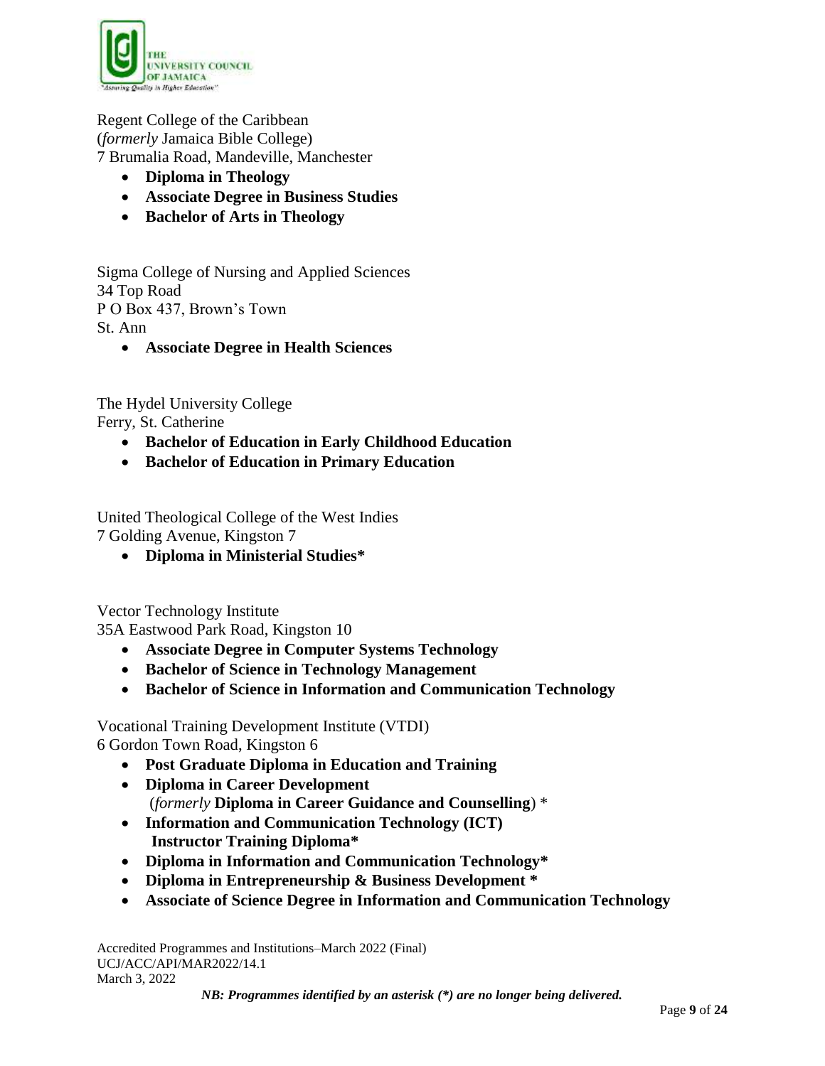Regent College of the Caribbean
(*formerly* Jamaica Bible College)
7 Brumalia Road, Mandeville, Manchester

- **Diploma in Theology**
- **Associate Degree in Business Studies**
- **Bachelor of Arts in Theology**

Sigma College of Nursing and Applied Sciences
34 Top Road
P O Box 437, Brown's Town
St. Ann

- **Associate Degree in Health Sciences**

The Hydel University College
Ferry, St. Catherine

- **Bachelor of Education in Early Childhood Education**
- **Bachelor of Education in Primary Education**

United Theological College of the West Indies
7 Golding Avenue, Kingston 7

- **Diploma in Ministerial Studies***

Vector Technology Institute
35A Eastwood Park Road, Kingston 10

- **Associate Degree in Computer Systems Technology**
- **Bachelor of Science in Technology Management**
- **Bachelor of Science in Information and Communication Technology**

Vocational Training Development Institute (VTDI)
6 Gordon Town Road, Kingston 6

- **Post Graduate Diploma in Education and Training**
- **Diploma in Career Development**
  (*formerly* **Diploma in Career Guidance and Counselling**) *
- **Information and Communication Technology (ICT) Instructor Training Diploma***
- **Diploma in Information and Communication Technology***
- **Diploma in Entrepreneurship & Business Development ***
- **Associate of Science Degree in Information and Communication Technology**

Accredited Programmes and Institutions–March 2022 (Final)
UCJ/ACC/API/MAR2022/14.1
March 3, 2022

***NB: Programmes identified by an asterisk (*) are no longer being delivered.***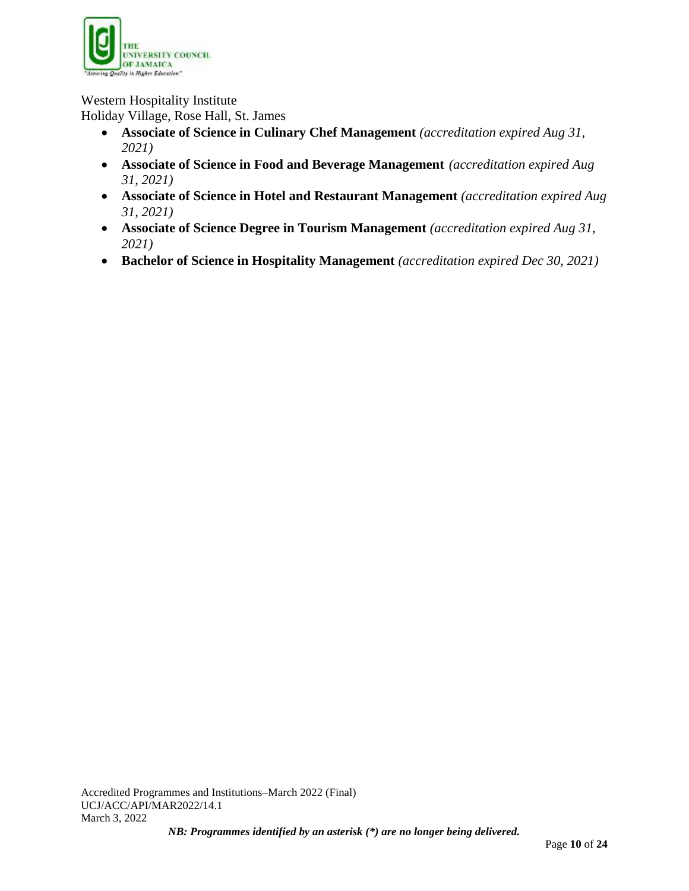Western Hospitality Institute
Holiday Village, Rose Hall, St. James

- **Associate of Science in Culinary Chef Management** *(accreditation expired Aug 31, 2021)*
- **Associate of Science in Food and Beverage Management** *(accreditation expired Aug 31, 2021)*
- **Associate of Science in Hotel and Restaurant Management** *(accreditation expired Aug 31, 2021)*
- **Associate of Science Degree in Tourism Management** *(accreditation expired Aug 31, 2021)*
- **Bachelor of Science in Hospitality Management** *(accreditation expired Dec 30, 2021)*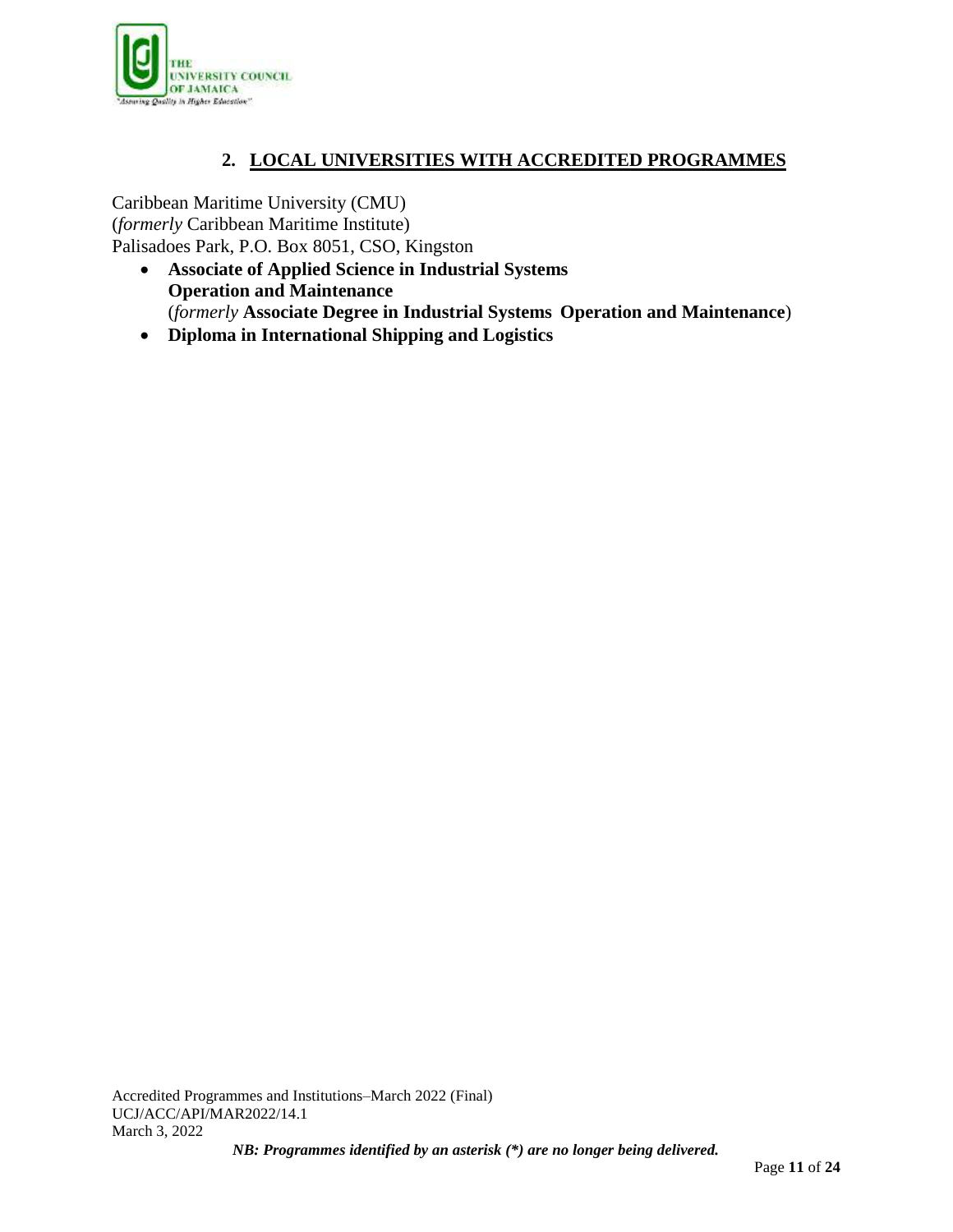## 2. LOCAL UNIVERSITIES WITH ACCREDITED PROGRAMMES

Caribbean Maritime University (CMU)
(*formerly* Caribbean Maritime Institute)
Palisadoes Park, P.O. Box 8051, CSO, Kingston

- **Associate of Applied Science in Industrial Systems Operation and Maintenance**
  (*formerly* **Associate Degree in Industrial Systems Operation and Maintenance**)
- **Diploma in International Shipping and Logistics**

Accredited Programmes and Institutions–March 2022 (Final)
UCJ/ACC/API/MAR2022/14.1
March 3, 2022

***NB: Programmes identified by an asterisk (*) are no longer being delivered.***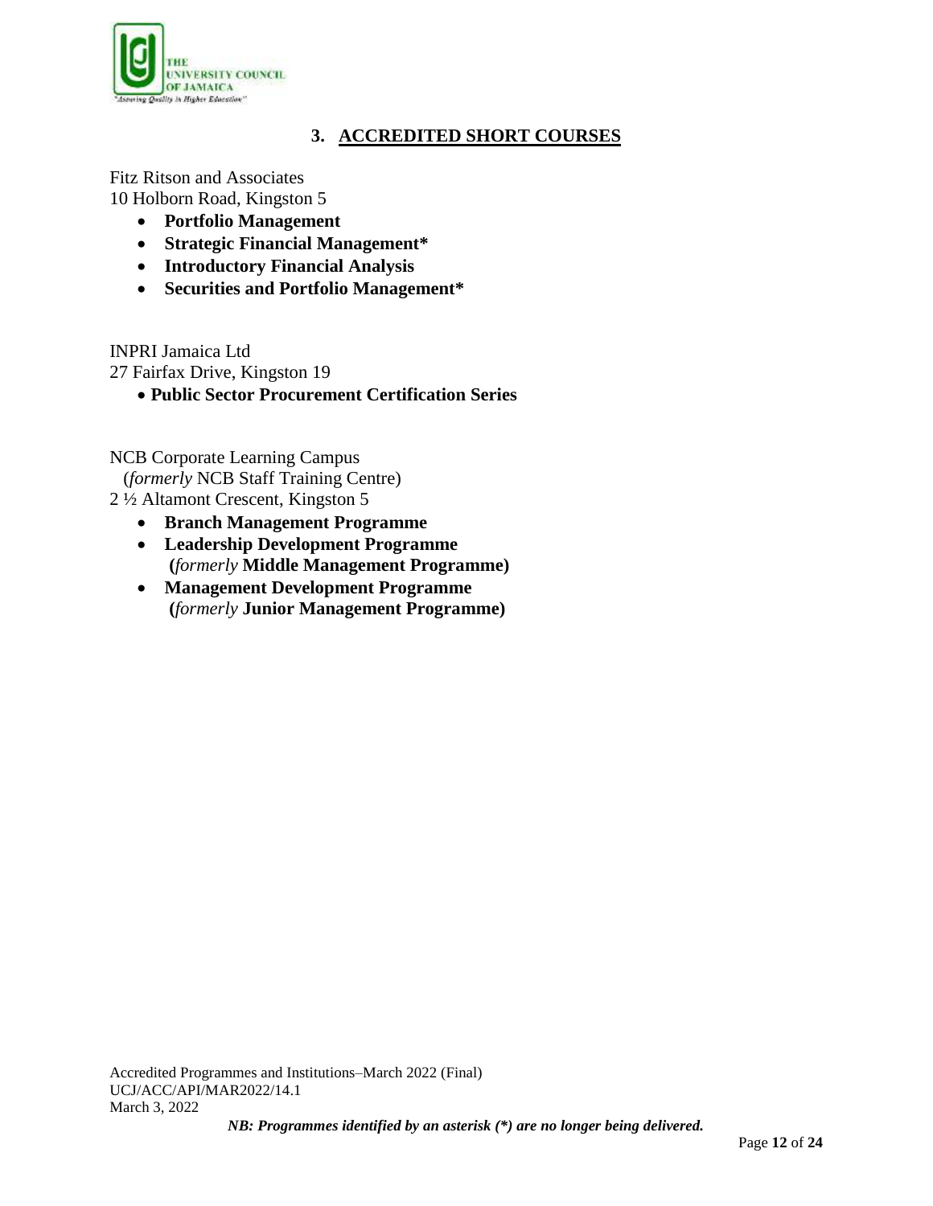## 3. ACCREDITED SHORT COURSES

Fitz Ritson and Associates
10 Holborn Road, Kingston 5

- **Portfolio Management**
- **Strategic Financial Management***
- **Introductory Financial Analysis**
- **Securities and Portfolio Management***

INPRI Jamaica Ltd
27 Fairfax Drive, Kingston 19

- **Public Sector Procurement Certification Series**

NCB Corporate Learning Campus
(*formerly* NCB Staff Training Centre)
2 ½ Altamont Crescent, Kingston 5

- **Branch Management Programme**
- **Leadership Development Programme (***formerly* **Middle Management Programme)**
- **Management Development Programme (***formerly* **Junior Management Programme)**

Accredited Programmes and Institutions–March 2022 (Final)
UCJ/ACC/API/MAR2022/14.1
March 3, 2022

***NB: Programmes identified by an asterisk (*) are no longer being delivered.***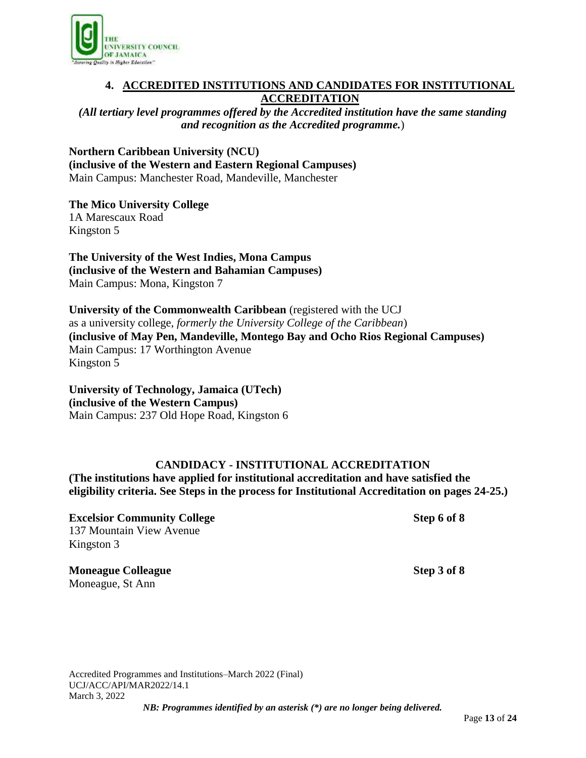## 4. ACCREDITED INSTITUTIONS AND CANDIDATES FOR INSTITUTIONAL ACCREDITATION

***(All tertiary level programmes offered by the Accredited institution have the same standing and recognition as the Accredited programme.)***

**Northern Caribbean University (NCU)**
**(inclusive of the Western and Eastern Regional Campuses)**
Main Campus: Manchester Road, Mandeville, Manchester

**The Mico University College**
1A Marescaux Road
Kingston 5

**The University of the West Indies, Mona Campus**
**(inclusive of the Western and Bahamian Campuses)**
Main Campus: Mona, Kingston 7

**University of the Commonwealth Caribbean** (registered with the UCJ as a university college, *formerly the University College of the Caribbean*)
**(inclusive of May Pen, Mandeville, Montego Bay and Ocho Rios Regional Campuses)**
Main Campus: 17 Worthington Avenue
Kingston 5

**University of Technology, Jamaica (UTech)**
**(inclusive of the Western Campus)**
Main Campus: 237 Old Hope Road, Kingston 6

### CANDIDACY - INSTITUTIONAL ACCREDITATION

**(The institutions have applied for institutional accreditation and have satisfied the eligibility criteria. See Steps in the process for Institutional Accreditation on pages 24-25.)**

**Excelsior Community College** **Step 6 of 8**
137 Mountain View Avenue
Kingston 3

**Moneague Colleague** **Step 3 of 8**
Moneague, St Ann

Accredited Programmes and Institutions–March 2022 (Final)
UCJ/ACC/API/MAR2022/14.1
March 3, 2022

***NB: Programmes identified by an asterisk (*) are no longer being delivered.***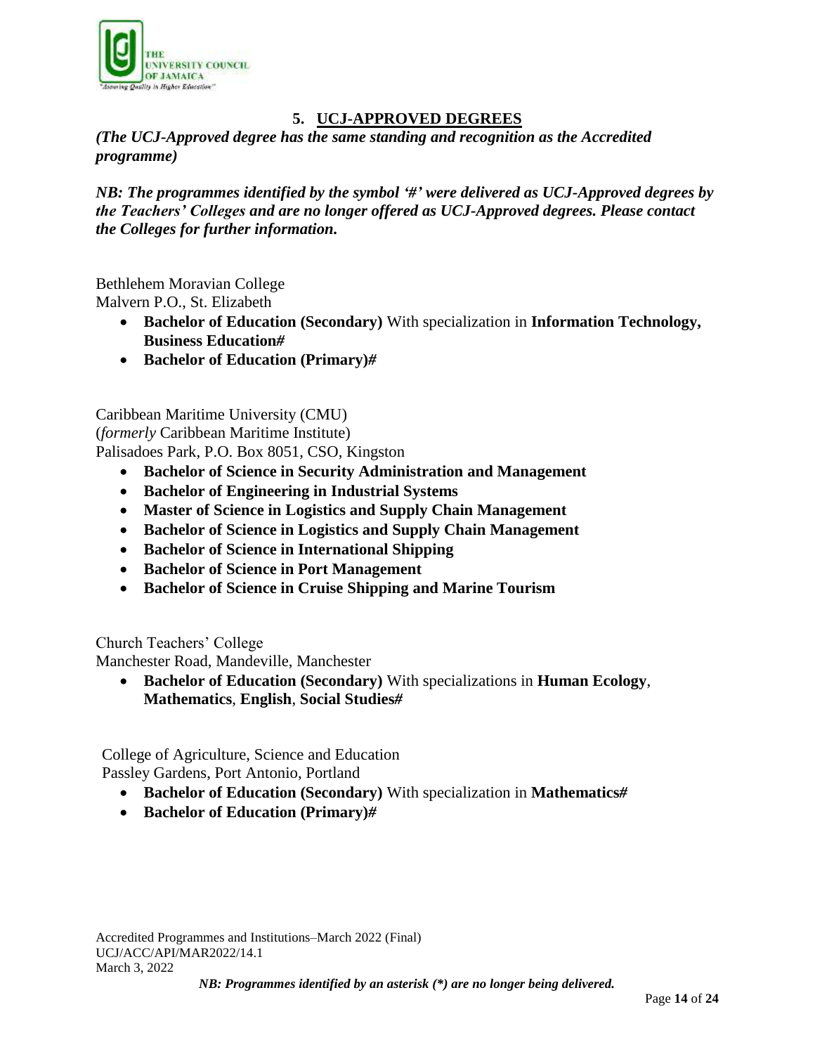## 5. UCJ-APPROVED DEGREES

***(The UCJ-Approved degree has the same standing and recognition as the Accredited programme)***

***NB: The programmes identified by the symbol '#' were delivered as UCJ-Approved degrees by the Teachers' Colleges and are no longer offered as UCJ-Approved degrees. Please contact the Colleges for further information.***

Bethlehem Moravian College
Malvern P.O., St. Elizabeth

- **Bachelor of Education (Secondary)** With specialization in **Information Technology, Business Education#**
- **Bachelor of Education (Primary)#**

Caribbean Maritime University (CMU)
(*formerly* Caribbean Maritime Institute)
Palisadoes Park, P.O. Box 8051, CSO, Kingston

- **Bachelor of Science in Security Administration and Management**
- **Bachelor of Engineering in Industrial Systems**
- **Master of Science in Logistics and Supply Chain Management**
- **Bachelor of Science in Logistics and Supply Chain Management**
- **Bachelor of Science in International Shipping**
- **Bachelor of Science in Port Management**
- **Bachelor of Science in Cruise Shipping and Marine Tourism**

Church Teachers' College
Manchester Road, Mandeville, Manchester

- **Bachelor of Education (Secondary)** With specializations in **Human Ecology**, **Mathematics**, **English**, **Social Studies#**

College of Agriculture, Science and Education
Passley Gardens, Port Antonio, Portland

- **Bachelor of Education (Secondary)** With specialization in **Mathematics#**
- **Bachelor of Education (Primary)#**

Accredited Programmes and Institutions–March 2022 (Final)
UCJ/ACC/API/MAR2022/14.1
March 3, 2022

***NB: Programmes identified by an asterisk (*) are no longer being delivered.***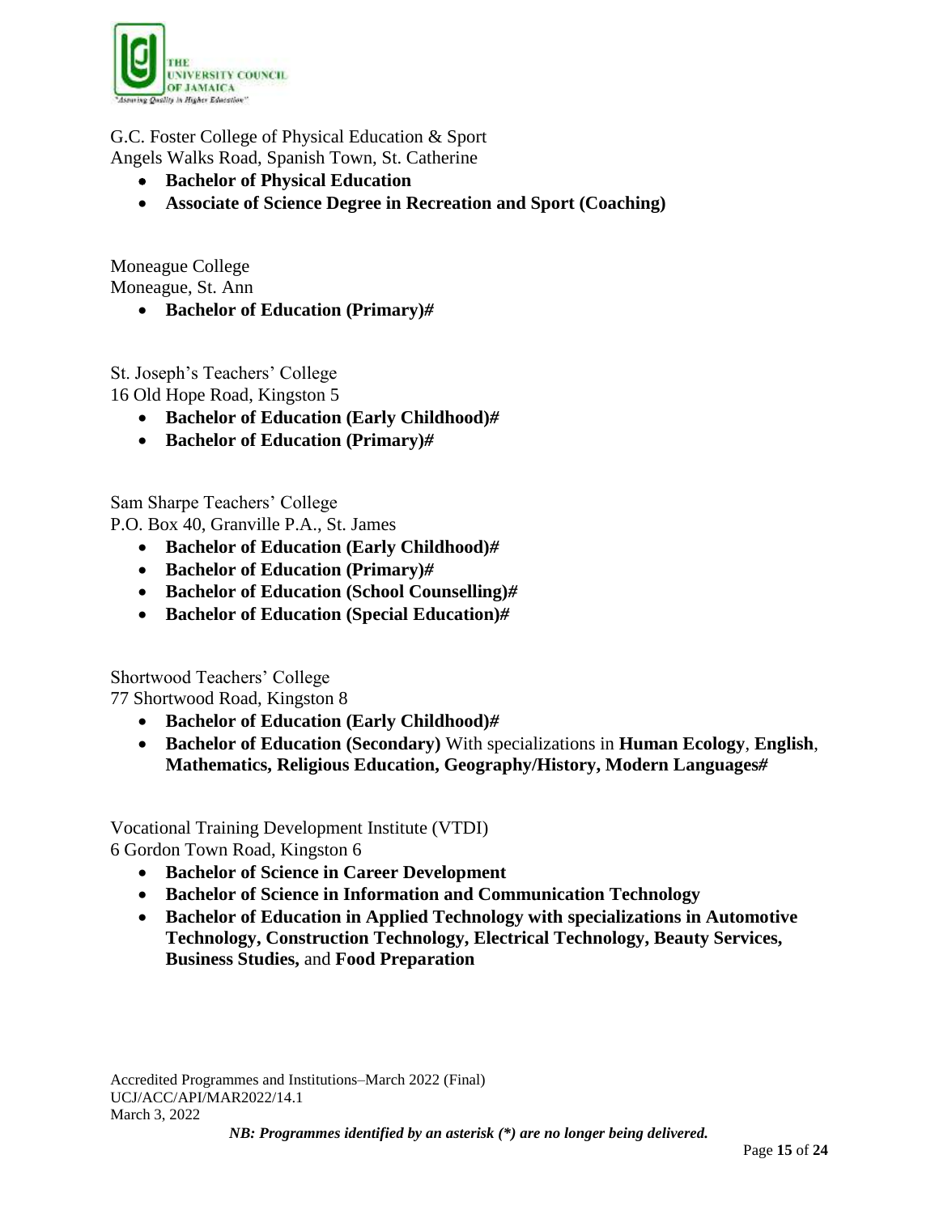G.C. Foster College of Physical Education & Sport
Angels Walks Road, Spanish Town, St. Catherine

- **Bachelor of Physical Education**
- **Associate of Science Degree in Recreation and Sport (Coaching)**

Moneague College
Moneague, St. Ann

- **Bachelor of Education (Primary)#**

St. Joseph's Teachers' College
16 Old Hope Road, Kingston 5

- **Bachelor of Education (Early Childhood)#**
- **Bachelor of Education (Primary)#**

Sam Sharpe Teachers' College
P.O. Box 40, Granville P.A., St. James

- **Bachelor of Education (Early Childhood)#**
- **Bachelor of Education (Primary)#**
- **Bachelor of Education (School Counselling)#**
- **Bachelor of Education (Special Education)#**

Shortwood Teachers' College
77 Shortwood Road, Kingston 8

- **Bachelor of Education (Early Childhood)#**
- **Bachelor of Education (Secondary)** With specializations in **Human Ecology**, **English**, **Mathematics, Religious Education, Geography/History, Modern Languages#**

Vocational Training Development Institute (VTDI)
6 Gordon Town Road, Kingston 6

- **Bachelor of Science in Career Development**
- **Bachelor of Science in Information and Communication Technology**
- **Bachelor of Education in Applied Technology with specializations in Automotive Technology, Construction Technology, Electrical Technology, Beauty Services, Business Studies,** and **Food Preparation**

*NB: Programmes identified by an asterisk (*) are no longer being delivered.*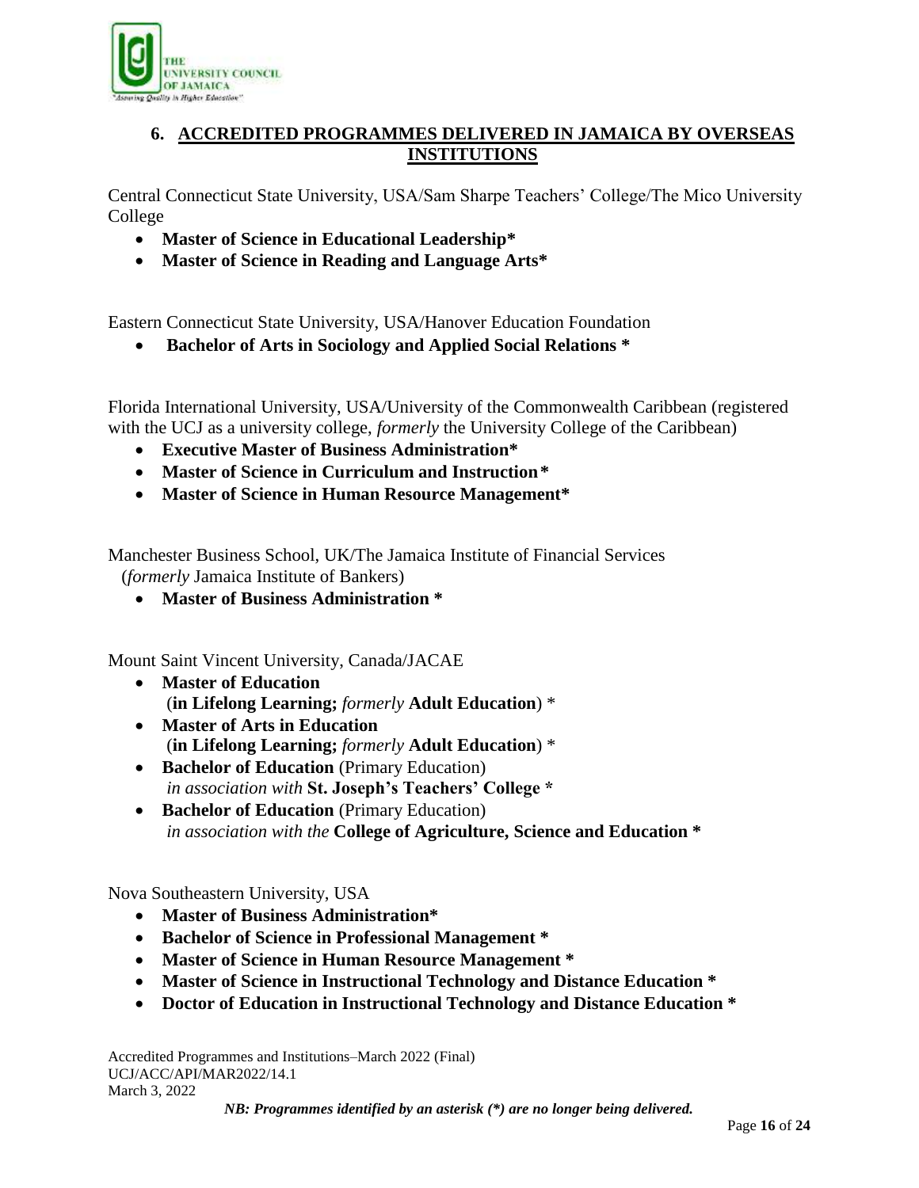## 6. ACCREDITED PROGRAMMES DELIVERED IN JAMAICA BY OVERSEAS INSTITUTIONS

Central Connecticut State University, USA/Sam Sharpe Teachers' College/The Mico University College

- **Master of Science in Educational Leadership***
- **Master of Science in Reading and Language Arts***

Eastern Connecticut State University, USA/Hanover Education Foundation

- **Bachelor of Arts in Sociology and Applied Social Relations ***

Florida International University, USA/University of the Commonwealth Caribbean (registered with the UCJ as a university college, *formerly* the University College of the Caribbean)

- **Executive Master of Business Administration***
- **Master of Science in Curriculum and Instruction***
- **Master of Science in Human Resource Management***

Manchester Business School, UK/The Jamaica Institute of Financial Services (*formerly* Jamaica Institute of Bankers)

- **Master of Business Administration ***

Mount Saint Vincent University, Canada/JACAE

- **Master of Education** (**in Lifelong Learning;** *formerly* **Adult Education**) *
- **Master of Arts in Education** (**in Lifelong Learning;** *formerly* **Adult Education**) *
- **Bachelor of Education** (Primary Education) *in association with* **St. Joseph's Teachers' College ***
- **Bachelor of Education** (Primary Education) *in association with the* **College of Agriculture, Science and Education ***

Nova Southeastern University, USA

- **Master of Business Administration***
- **Bachelor of Science in Professional Management ***
- **Master of Science in Human Resource Management ***
- **Master of Science in Instructional Technology and Distance Education ***
- **Doctor of Education in Instructional Technology and Distance Education ***

Accredited Programmes and Institutions–March 2022 (Final)
UCJ/ACC/API/MAR2022/14.1
March 3, 2022

***NB: Programmes identified by an asterisk (*) are no longer being delivered.***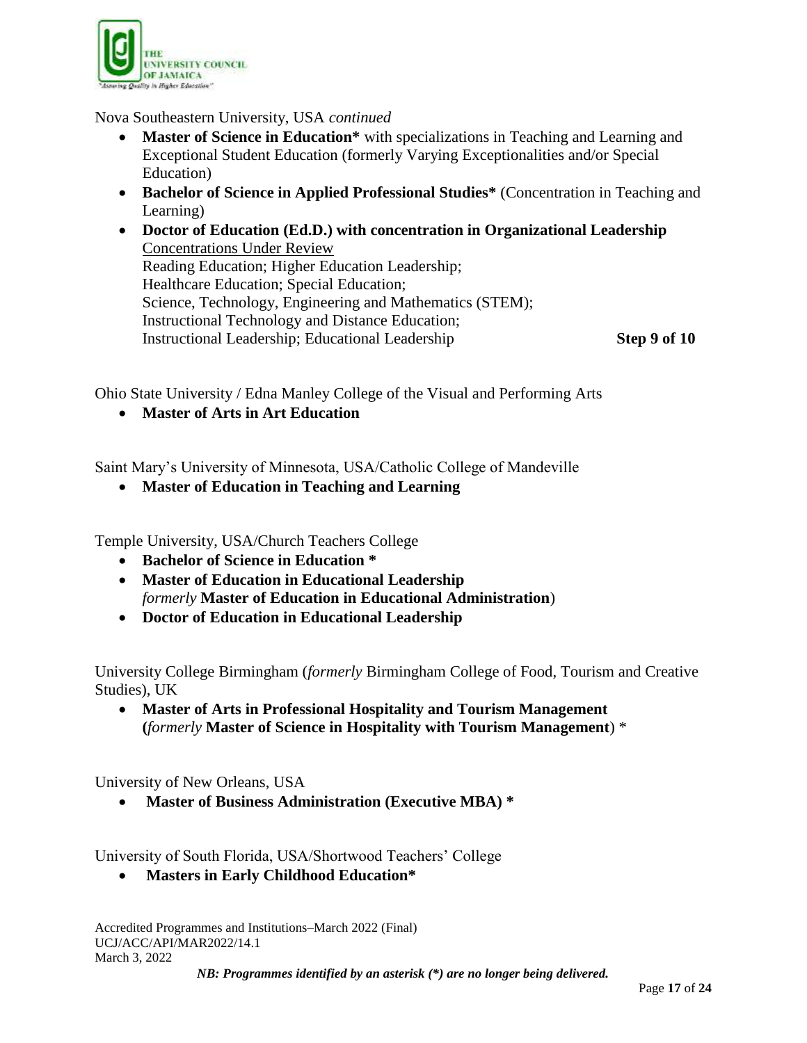Nova Southeastern University, USA *continued*

- **Master of Science in Education*** with specializations in Teaching and Learning and Exceptional Student Education (formerly Varying Exceptionalities and/or Special Education)
- **Bachelor of Science in Applied Professional Studies*** (Concentration in Teaching and Learning)
- **Doctor of Education (Ed.D.) with concentration in Organizational Leadership**
  Concentrations Under Review
  Reading Education; Higher Education Leadership;
  Healthcare Education; Special Education;
  Science, Technology, Engineering and Mathematics (STEM);
  Instructional Technology and Distance Education;
  Instructional Leadership; Educational Leadership **Step 9 of 10**

Ohio State University / Edna Manley College of the Visual and Performing Arts

- **Master of Arts in Art Education**

Saint Mary's University of Minnesota, USA/Catholic College of Mandeville

- **Master of Education in Teaching and Learning**

Temple University, USA/Church Teachers College

- **Bachelor of Science in Education ***
- **Master of Education in Educational Leadership**
  *formerly* **Master of Education in Educational Administration**)
- **Doctor of Education in Educational Leadership**

University College Birmingham (*formerly* Birmingham College of Food, Tourism and Creative Studies), UK

- **Master of Arts in Professional Hospitality and Tourism Management (***formerly* **Master of Science in Hospitality with Tourism Management**) *

University of New Orleans, USA

- **Master of Business Administration (Executive MBA) ***

University of South Florida, USA/Shortwood Teachers' College

- **Masters in Early Childhood Education***

Accredited Programmes and Institutions–March 2022 (Final)
UCJ/ACC/API/MAR2022/14.1
March 3, 2022

***NB: Programmes identified by an asterisk (*) are no longer being delivered.***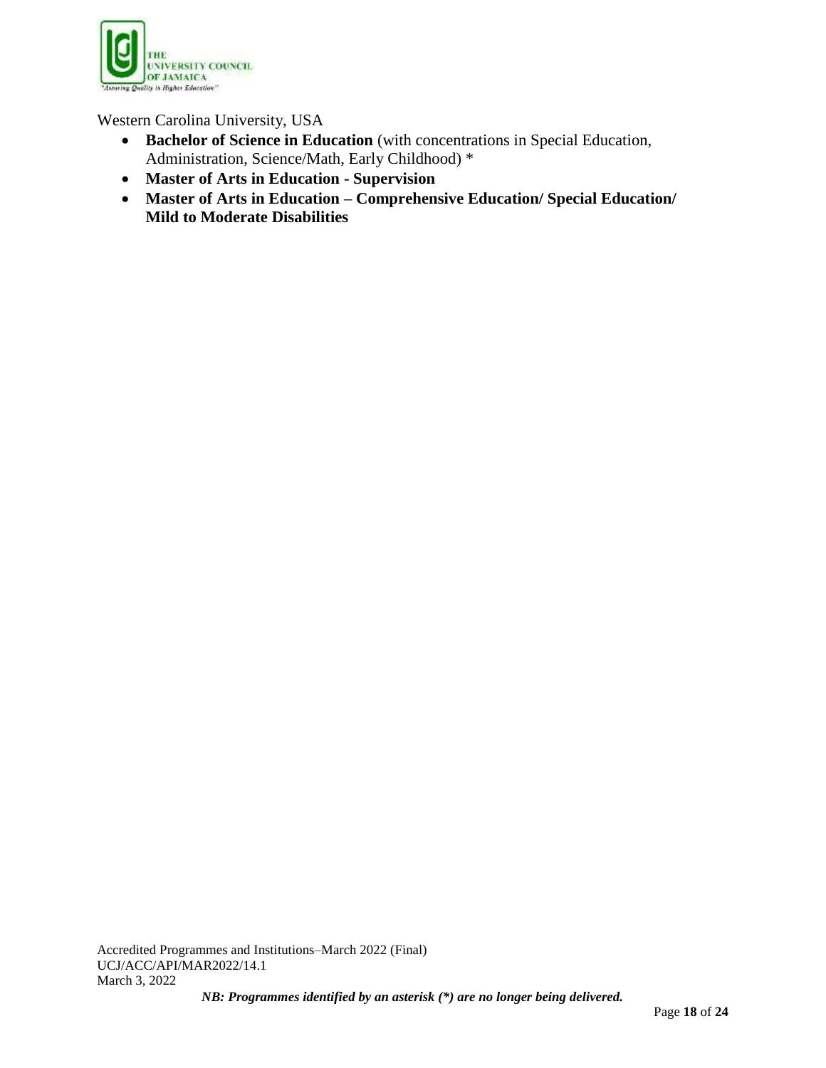Western Carolina University, USA

- **Bachelor of Science in Education** (with concentrations in Special Education, Administration, Science/Math, Early Childhood) *
- **Master of Arts in Education - Supervision**
- **Master of Arts in Education – Comprehensive Education/ Special Education/ Mild to Moderate Disabilities**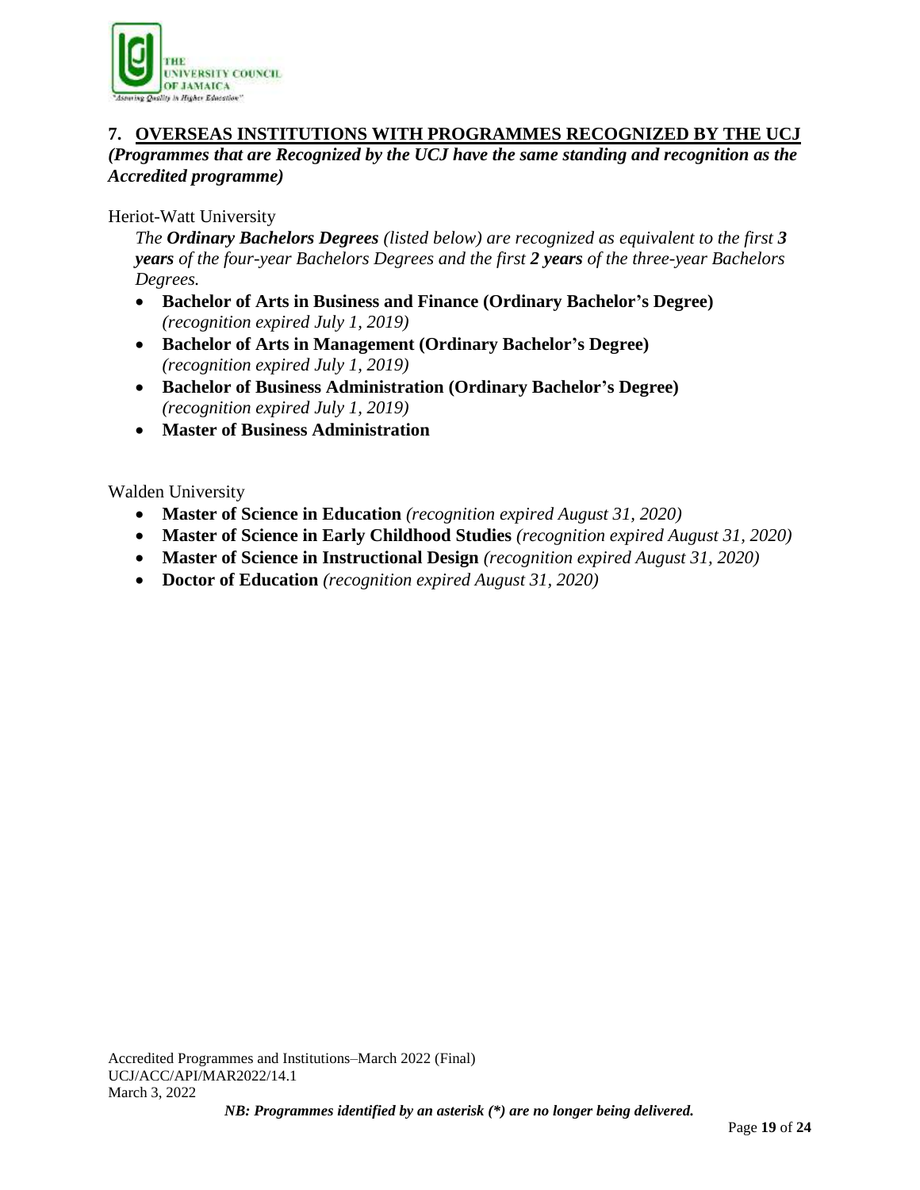## 7. OVERSEAS INSTITUTIONS WITH PROGRAMMES RECOGNIZED BY THE UCJ

***(Programmes that are Recognized by the UCJ have the same standing and recognition as the Accredited programme)***

Heriot-Watt University

*The **Ordinary Bachelors Degrees** (listed below) are recognized as equivalent to the first **3 years** of the four-year Bachelors Degrees and the first **2 years** of the three-year Bachelors Degrees.*

- **Bachelor of Arts in Business and Finance (Ordinary Bachelor's Degree)** *(recognition expired July 1, 2019)*
- **Bachelor of Arts in Management (Ordinary Bachelor's Degree)** *(recognition expired July 1, 2019)*
- **Bachelor of Business Administration (Ordinary Bachelor's Degree)** *(recognition expired July 1, 2019)*
- **Master of Business Administration**

Walden University

- **Master of Science in Education** *(recognition expired August 31, 2020)*
- **Master of Science in Early Childhood Studies** *(recognition expired August 31, 2020)*
- **Master of Science in Instructional Design** *(recognition expired August 31, 2020)*
- **Doctor of Education** *(recognition expired August 31, 2020)*

Accredited Programmes and Institutions–March 2022 (Final)
UCJ/ACC/API/MAR2022/14.1
March 3, 2022

***NB: Programmes identified by an asterisk (*) are no longer being delivered.***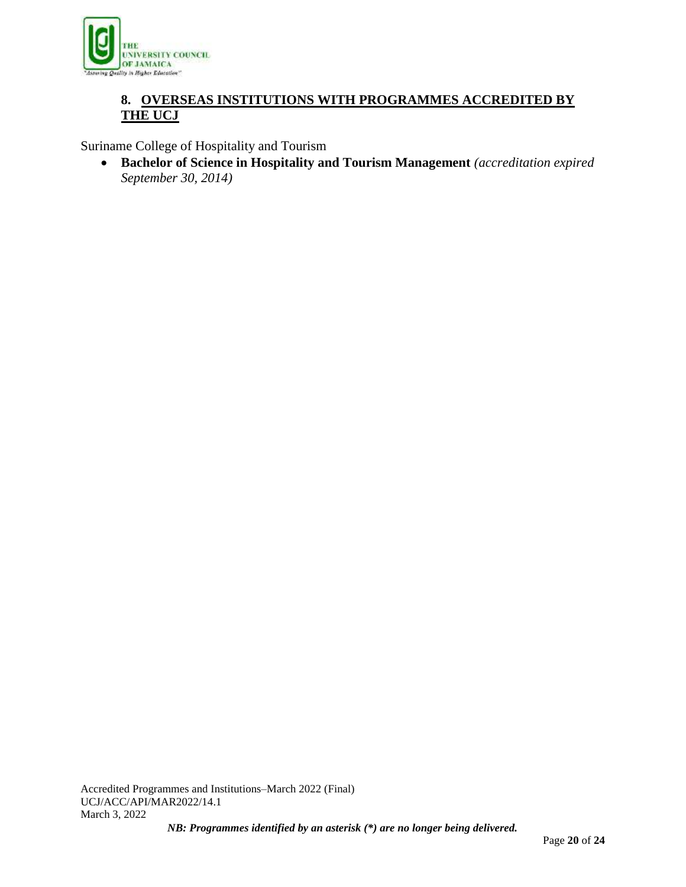## 8. OVERSEAS INSTITUTIONS WITH PROGRAMMES ACCREDITED BY THE UCJ

Suriname College of Hospitality and Tourism

- **Bachelor of Science in Hospitality and Tourism Management** *(accreditation expired September 30, 2014)*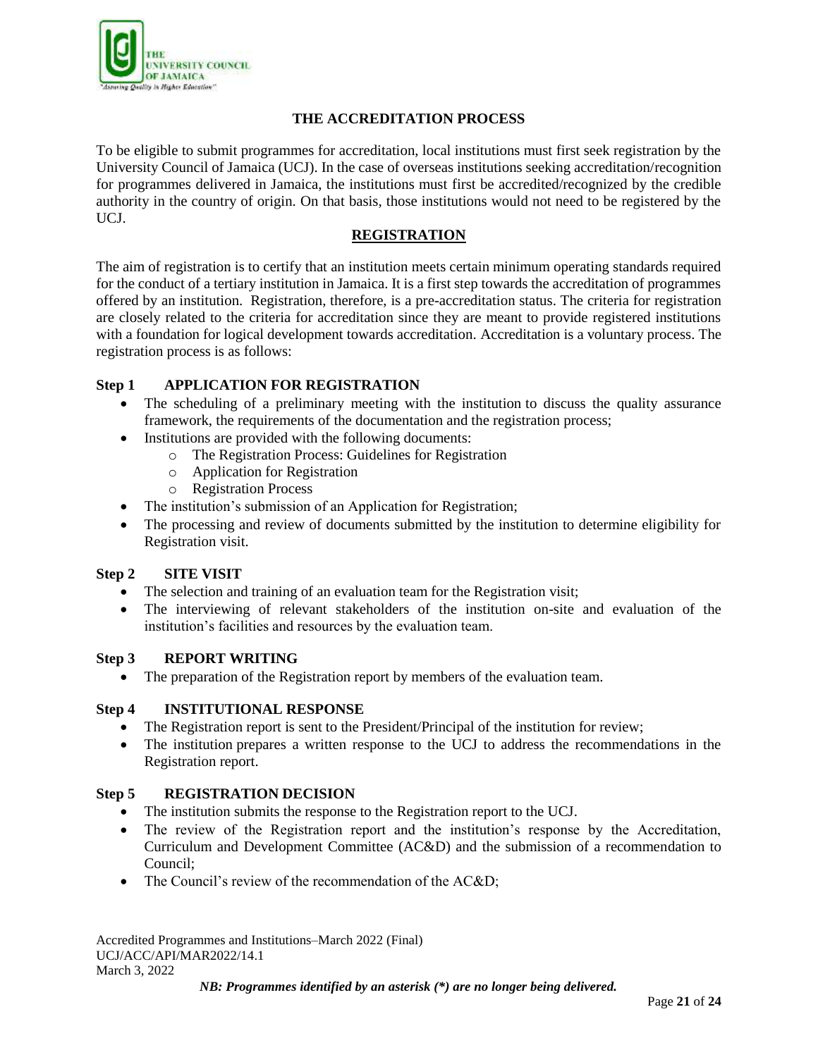# THE ACCREDITATION PROCESS

To be eligible to submit programmes for accreditation, local institutions must first seek registration by the University Council of Jamaica (UCJ). In the case of overseas institutions seeking accreditation/recognition for programmes delivered in Jamaica, the institutions must first be accredited/recognized by the credible authority in the country of origin. On that basis, those institutions would not need to be registered by the UCJ.

## REGISTRATION

The aim of registration is to certify that an institution meets certain minimum operating standards required for the conduct of a tertiary institution in Jamaica. It is a first step towards the accreditation of programmes offered by an institution. Registration, therefore, is a pre-accreditation status. The criteria for registration are closely related to the criteria for accreditation since they are meant to provide registered institutions with a foundation for logical development towards accreditation. Accreditation is a voluntary process. The registration process is as follows:

### Step 1 APPLICATION FOR REGISTRATION

- The scheduling of a preliminary meeting with the institution to discuss the quality assurance framework, the requirements of the documentation and the registration process;
- Institutions are provided with the following documents:
  - The Registration Process: Guidelines for Registration
  - Application for Registration
  - Registration Process
- The institution's submission of an Application for Registration;
- The processing and review of documents submitted by the institution to determine eligibility for Registration visit.

### Step 2 SITE VISIT

- The selection and training of an evaluation team for the Registration visit;
- The interviewing of relevant stakeholders of the institution on-site and evaluation of the institution's facilities and resources by the evaluation team.

### Step 3 REPORT WRITING

- The preparation of the Registration report by members of the evaluation team.

### Step 4 INSTITUTIONAL RESPONSE

- The Registration report is sent to the President/Principal of the institution for review;
- The institution prepares a written response to the UCJ to address the recommendations in the Registration report.

### Step 5 REGISTRATION DECISION

- The institution submits the response to the Registration report to the UCJ.
- The review of the Registration report and the institution's response by the Accreditation, Curriculum and Development Committee (AC&D) and the submission of a recommendation to Council;
- The Council's review of the recommendation of the AC&D;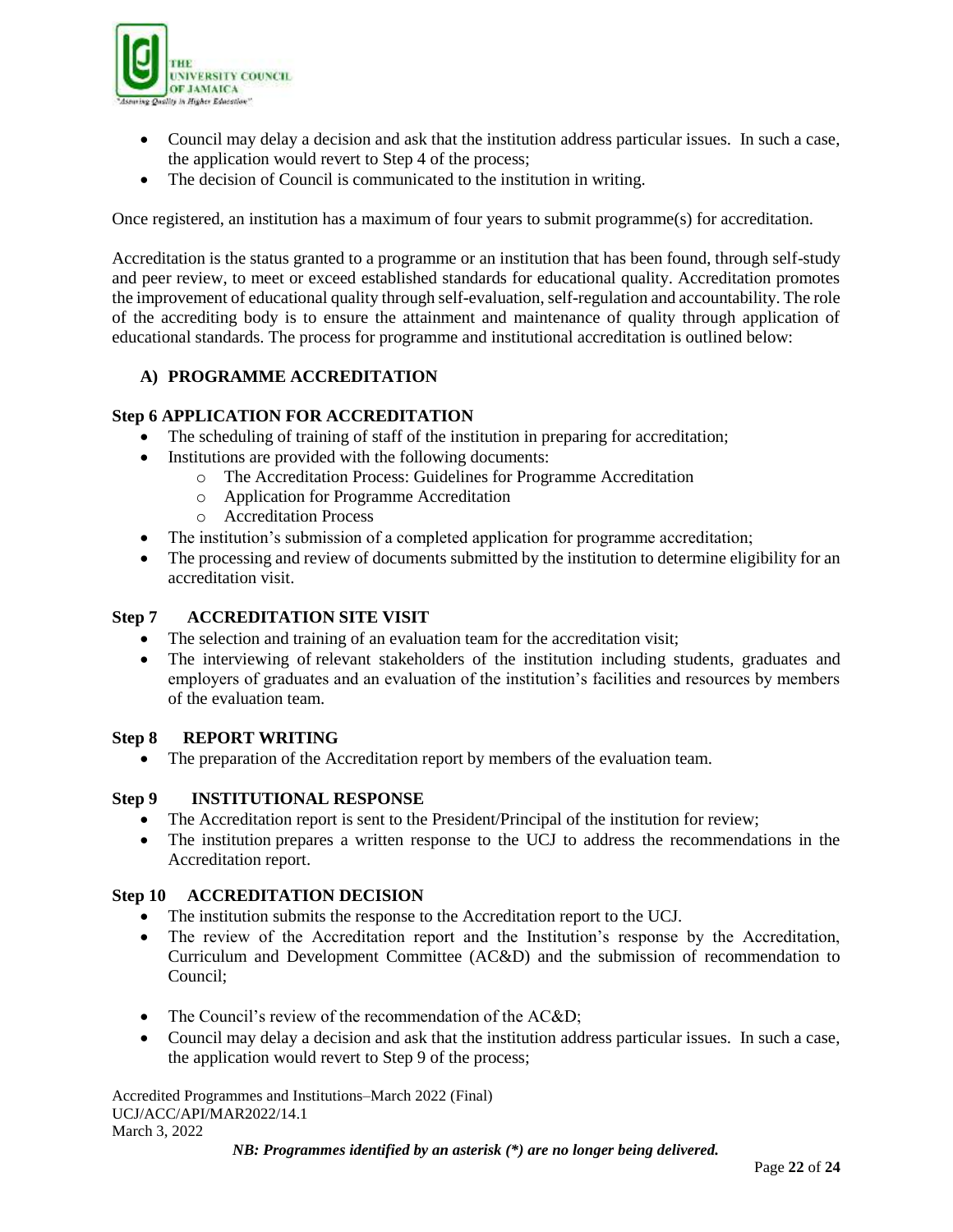- Council may delay a decision and ask that the institution address particular issues. In such a case, the application would revert to Step 4 of the process;
- The decision of Council is communicated to the institution in writing.

Once registered, an institution has a maximum of four years to submit programme(s) for accreditation.

Accreditation is the status granted to a programme or an institution that has been found, through self-study and peer review, to meet or exceed established standards for educational quality. Accreditation promotes the improvement of educational quality through self-evaluation, self-regulation and accountability. The role of the accrediting body is to ensure the attainment and maintenance of quality through application of educational standards. The process for programme and institutional accreditation is outlined below:

## A) PROGRAMME ACCREDITATION

### Step 6 APPLICATION FOR ACCREDITATION

- The scheduling of training of staff of the institution in preparing for accreditation;
- Institutions are provided with the following documents:
  - The Accreditation Process: Guidelines for Programme Accreditation
  - Application for Programme Accreditation
  - Accreditation Process
- The institution's submission of a completed application for programme accreditation;
- The processing and review of documents submitted by the institution to determine eligibility for an accreditation visit.

### Step 7 ACCREDITATION SITE VISIT

- The selection and training of an evaluation team for the accreditation visit;
- The interviewing of relevant stakeholders of the institution including students, graduates and employers of graduates and an evaluation of the institution's facilities and resources by members of the evaluation team.

### Step 8 REPORT WRITING

- The preparation of the Accreditation report by members of the evaluation team.

### Step 9 INSTITUTIONAL RESPONSE

- The Accreditation report is sent to the President/Principal of the institution for review;
- The institution prepares a written response to the UCJ to address the recommendations in the Accreditation report.

### Step 10 ACCREDITATION DECISION

- The institution submits the response to the Accreditation report to the UCJ.
- The review of the Accreditation report and the Institution's response by the Accreditation, Curriculum and Development Committee (AC&D) and the submission of recommendation to Council;
- The Council's review of the recommendation of the AC&D;
- Council may delay a decision and ask that the institution address particular issues. In such a case, the application would revert to Step 9 of the process;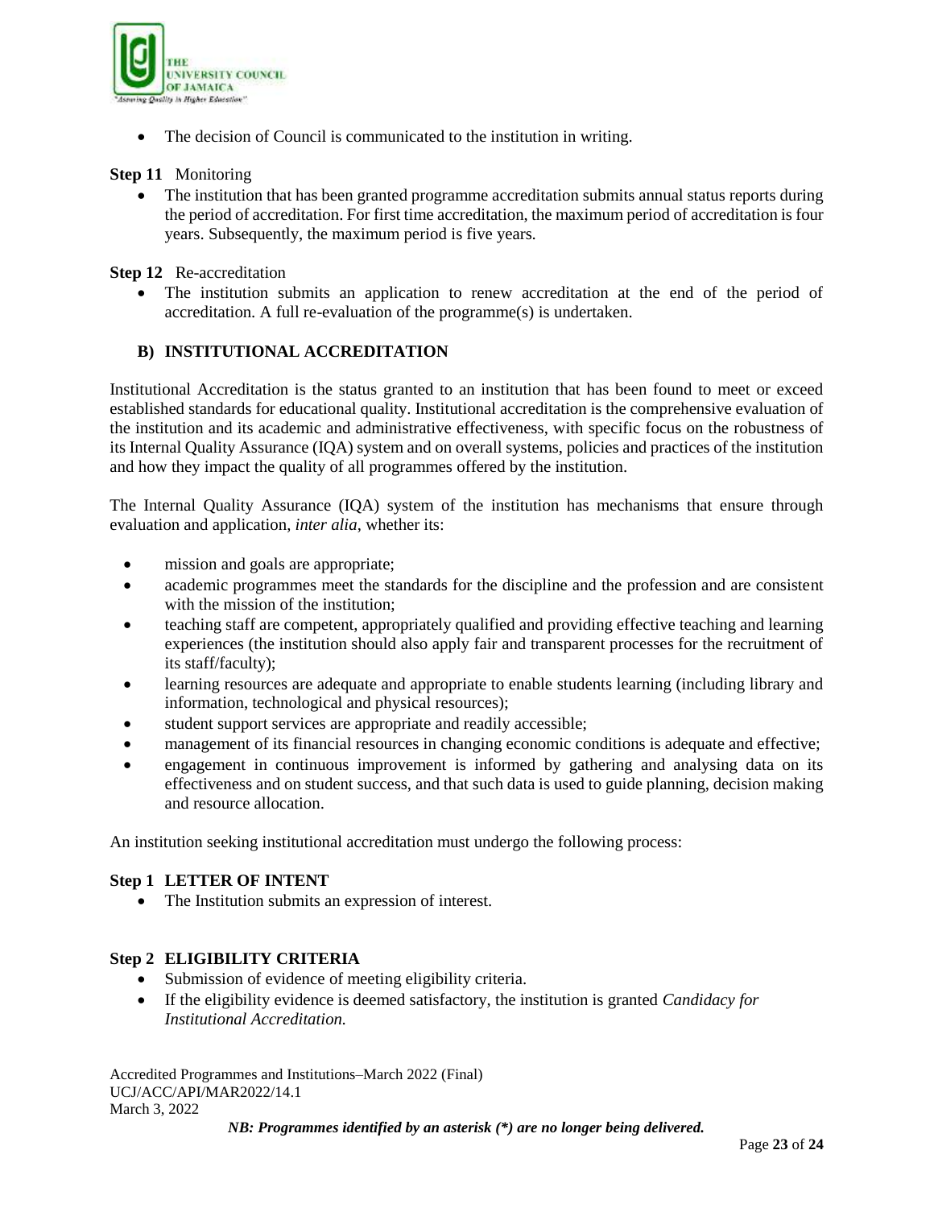- The decision of Council is communicated to the institution in writing.

**Step 11** Monitoring

- The institution that has been granted programme accreditation submits annual status reports during the period of accreditation. For first time accreditation, the maximum period of accreditation is four years. Subsequently, the maximum period is five years.

**Step 12** Re-accreditation

- The institution submits an application to renew accreditation at the end of the period of accreditation. A full re-evaluation of the programme(s) is undertaken.

## B) INSTITUTIONAL ACCREDITATION

Institutional Accreditation is the status granted to an institution that has been found to meet or exceed established standards for educational quality. Institutional accreditation is the comprehensive evaluation of the institution and its academic and administrative effectiveness, with specific focus on the robustness of its Internal Quality Assurance (IQA) system and on overall systems, policies and practices of the institution and how they impact the quality of all programmes offered by the institution.

The Internal Quality Assurance (IQA) system of the institution has mechanisms that ensure through evaluation and application, *inter alia*, whether its:

- mission and goals are appropriate;
- academic programmes meet the standards for the discipline and the profession and are consistent with the mission of the institution;
- teaching staff are competent, appropriately qualified and providing effective teaching and learning experiences (the institution should also apply fair and transparent processes for the recruitment of its staff/faculty);
- learning resources are adequate and appropriate to enable students learning (including library and information, technological and physical resources);
- student support services are appropriate and readily accessible;
- management of its financial resources in changing economic conditions is adequate and effective;
- engagement in continuous improvement is informed by gathering and analysing data on its effectiveness and on student success, and that such data is used to guide planning, decision making and resource allocation.

An institution seeking institutional accreditation must undergo the following process:

**Step 1 LETTER OF INTENT**

- The Institution submits an expression of interest.

**Step 2 ELIGIBILITY CRITERIA**

- Submission of evidence of meeting eligibility criteria.
- If the eligibility evidence is deemed satisfactory, the institution is granted *Candidacy for Institutional Accreditation.*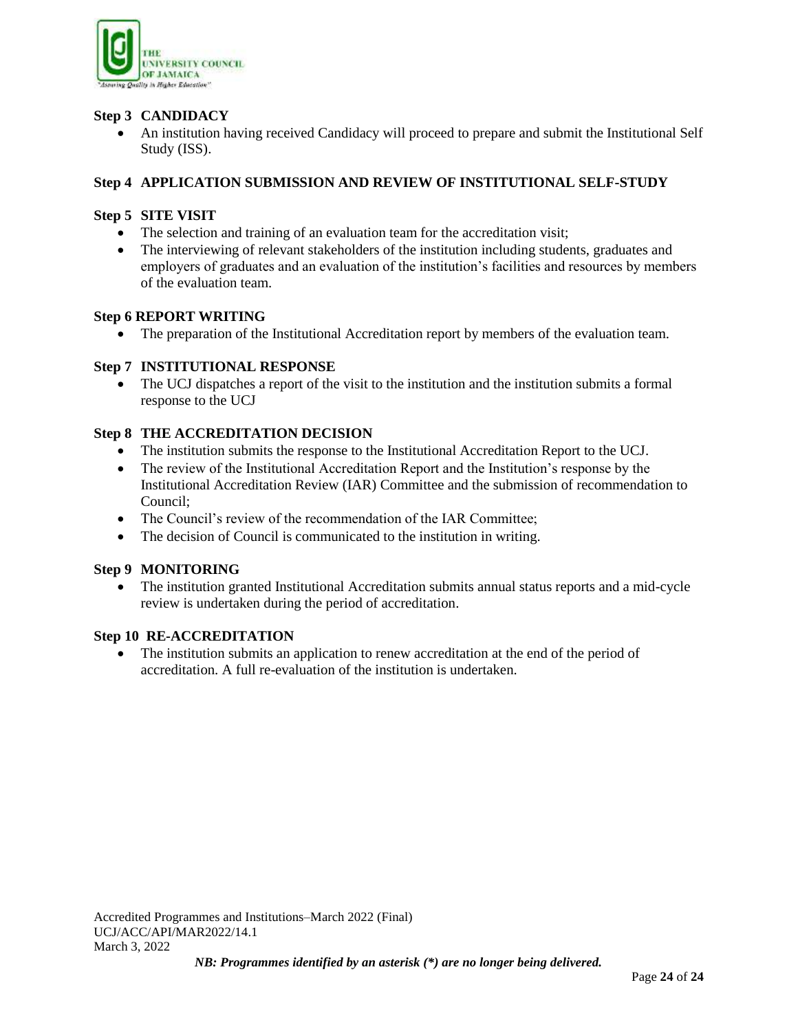**Step 3 CANDIDACY**

- An institution having received Candidacy will proceed to prepare and submit the Institutional Self Study (ISS).

**Step 4 APPLICATION SUBMISSION AND REVIEW OF INSTITUTIONAL SELF-STUDY**

**Step 5 SITE VISIT**

- The selection and training of an evaluation team for the accreditation visit;
- The interviewing of relevant stakeholders of the institution including students, graduates and employers of graduates and an evaluation of the institution's facilities and resources by members of the evaluation team.

**Step 6 REPORT WRITING**

- The preparation of the Institutional Accreditation report by members of the evaluation team.

**Step 7 INSTITUTIONAL RESPONSE**

- The UCJ dispatches a report of the visit to the institution and the institution submits a formal response to the UCJ

**Step 8 THE ACCREDITATION DECISION**

- The institution submits the response to the Institutional Accreditation Report to the UCJ.
- The review of the Institutional Accreditation Report and the Institution's response by the Institutional Accreditation Review (IAR) Committee and the submission of recommendation to Council;
- The Council's review of the recommendation of the IAR Committee;
- The decision of Council is communicated to the institution in writing.

**Step 9 MONITORING**

- The institution granted Institutional Accreditation submits annual status reports and a mid-cycle review is undertaken during the period of accreditation.

**Step 10 RE-ACCREDITATION**

- The institution submits an application to renew accreditation at the end of the period of accreditation. A full re-evaluation of the institution is undertaken.